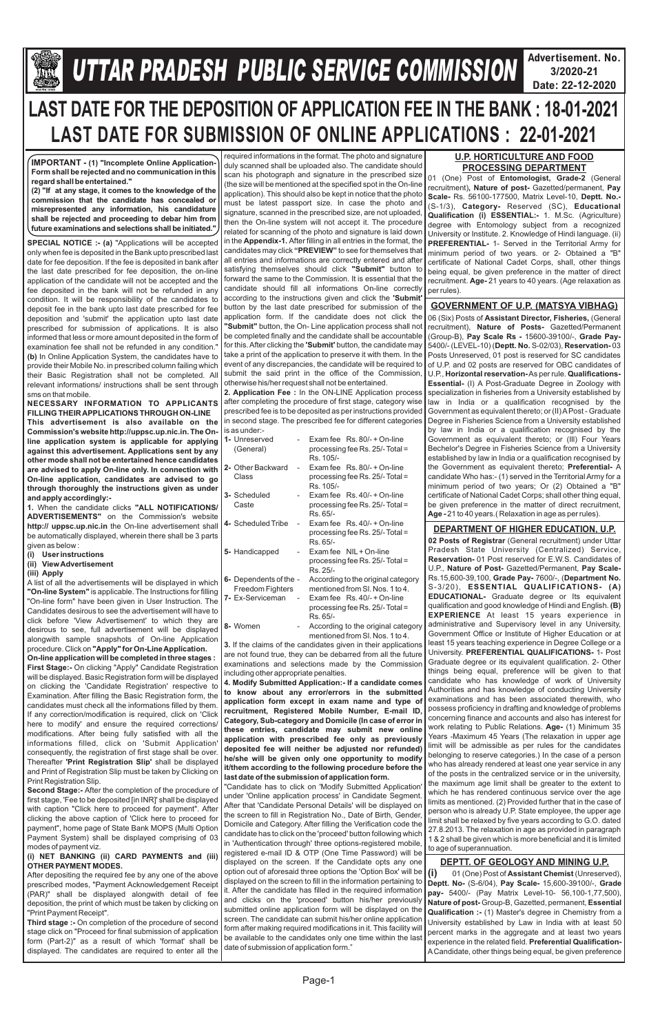# UTTAR PRADESH PUBLIC SERVICE COMMISSION

**Advertisement. No. 3/2020-21**
**Date: 22-12-2020**

## LAST DATE FOR THE DEPOSITION OF APPLICATION FEE IN THE BANK : 18-01-2021
## LAST DATE FOR SUBMISSION OF ONLINE APPLICATIONS : 22-01-2021

**IMPORTANT - (1) "Incomplete Online Application-Form shall be rejected and no communication in this regard shall be entertained."**
**(2) "If at any stage, it comes to the knowledge of the commission that the candidate has concealed or misrepresented any information, his candidature shall be rejected and proceeding to debar him from future examinations and selections shall be initiated."**

**SPECIAL NOTICE :- (a)** "Applications will be accepted only when fee is deposited in the Bank upto prescribed last date for fee deposition. If the fee is deposited in bank after the last date prescribed for fee deposition, the on-line application of the candidate will not be accepted and the fee deposited in the bank will not be refunded in any condition. It will be responsibility of the candidates to deposit fee in the bank upto last date prescribed for fee deposition and 'submit' the application upto last date prescribed for submission of applications. It is also informed that less or more amount deposited in the form of examination fee shall not be refunded in any condition." **(b)** In Online Application System, the candidates have to provide their Mobile No. in prescribed column failing which their Basic Registration shall not be completed. All relevant informations/ instructions shall be sent through sms on that mobile.

**NECESSARY INFORMATION TO APPLICANTS FILLING THEIR APPLICATIONS THROUGH ON-LINE**

**This advertisement is also available on the Commission's website http://uppsc.up.nic.in. The On-line application system is applicable for applying against this advertisement. Applications sent by any other mode shall not be entertained hence candidates are advised to apply On-line only. In connection with On-line application, candidates are advised to go through thoroughly the instructions given as under and apply accordingly:-**

**1.** When the candidate clicks **"ALL NOTIFICATIONS/ ADVERTISEMENTS"** on the Commission's website **http:// uppsc.up.nic.in** the On-line advertisement shall be automatically displayed, wherein there shall be 3 parts given as below :

**(i) User instructions**
**(ii) View Advertisement**
**(iii) Apply**

A list of all the advertisements will be displayed in which **"On-line System"** is applicable. The Instructions for filling "On-line form" have been given in User Instruction. The Candidates desirous to see the advertisement will have to click before 'View Advertisement' to which they are desirous to see, full advertisement will be displayed alongwith sample snapshots of On-line Application procedure. Click on **"Apply" for On-Line Application.**

**On-line application will be completed in three stages :**

**First Stage:-** On clicking "Apply" Candidate Registration will be displayed. Basic Registration form will be displayed on clicking the 'Candidate Registration' respective to Examination. After filling the Basic Registration form, the candidates must check all the informations filled by them. If any correction/modification is required, click on 'Click here to modify' and ensure the required corrections/ modifications. After being fully satisfied with all the informations filled, click on 'Submit Application' consequently, the registration of first stage shall be over. Thereafter **'Print Registration Slip'** shall be displayed and Print of Registration Slip must be taken by Clicking on Print Registration Slip.

**Second Stage:-** After the completion of the procedure of first stage, 'Fee to be deposited [in INR]' shall be displayed with caption "Click here to proceed for payment". After clicking the above caption of 'Click here to proceed for payment", home page of State Bank MOPS (Multi Option Payment System) shall be displayed comprising of 03 modes of payment viz.

**(i) NET BANKING (ii) CARD PAYMENTS and (iii) OTHER PAYMENT MODES.**

After depositing the required fee by any one of the above prescribed modes, "Payment Acknowledgement Receipt (PAR)" shall be displayed alongwith detail of fee deposition, the print of which must be taken by clicking on "Print Payment Receipt".

**Third stage :-** On completion of the procedure of second stage click on **"Proceed for final submission of application** form (Part-2)" as a result of which 'format' shall be displayed. The candidates are required to enter all the required informations in the format. The photo and signature duly scanned shall be uploaded also. The candidate should scan his photograph and signature in the prescribed size (the size will be mentioned at the specified spot in the On-line application). This should also be kept in notice that the photo must be latest passport size. In case the photo and signature, scanned in the prescribed size, are not uploaded, then the On-line system will not accept it. The procedure related for scanning of the photo and signature is laid down in the **Appendix-1.** After filling in all entries in the format, the candidates may click **"PREVIEW"** to see for themselves that all entries and informations are correctly entered and after satisfying themselves should click **"Submit"** button to forward the same to the Commission. It is essential that the candidate should fill all informations On-line correctly according to the instructions given and click the **'Submit'** button by the last date prescribed for submission of the application form. If the candidate does not click the **"Submit"** button, the On- Line application process shall not be completed finally and the candidate shall be accountable for this. After clicking the **'Submit'** button, the candidate may take a print of the application to preserve it with them. In the event of any discrepancies, the candidate will be required to submit the said print in the office of the Commission, otherwise his/her request shall not be entertained.

**2. Application Fee :** In the ON-LINE Application process after completing the procedure of first stage, category wise prescribed fee is to be deposited as per instructions provided in second stage. The prescribed fee for different categories is as under:-

| Category | | Fee |
|---|---|---|
| 1- Unreserved (General) | - | Exam fee Rs. 80/- + On-line processing fee Rs. 25/- Total = Rs. 105/- |
| 2- Other Backward Class | - | Exam fee Rs. 80/- + On-line processing fee Rs. 25/- Total = Rs. 105/- |
| 3- Scheduled Caste | - | Exam fee Rs. 40/- + On-line processing fee Rs. 25/- Total = Rs. 65/- |
| 4- Scheduled Tribe | - | Exam fee Rs. 40/- + On-line processing fee Rs. 25/- Total = Rs. 65/- |
| 5- Handicapped | - | Exam fee NIL + On-line processing fee Rs. 25/- Total = Rs. 25/- |
| 6- Dependents of the Freedom Fighters | - | According to the original category mentioned from Sl. Nos. 1 to 4. |
| 7- Ex-Serviceman | - | Exam fee Rs. 40/- + On-line processing fee Rs. 25/- Total = Rs. 65/- |
| 8- Women | - | According to the original category mentioned from Sl. Nos. 1 to 4. |

**3.** If the claims of the candidates given in their applications are not found true, they can be debarred from all the future examinations and selections made by the Commission including other appropriate penalties.

**4. Modify Submitted Application:- If a candidate comes to know about any error/errors in the submitted application form except in exam name and type of recruitment, Registered Mobile Number, E-mail ID, Category, Sub-category and Domicile (In case of error in these entries, candidate may submit new online application with prescribed fee only as previously deposited fee will neither be adjusted nor refunded) he/she will be given only one opportunity to modify it/them according to the following procedure before the last date of the submission of application form.**

"Candidate has to click on 'Modify Submitted Application' under 'Online application process' in Candidate Segment. After that 'Candidate Personal Details' will be displayed on the screen to fill in Registration No., Date of Birth, Gender, Domicile and Category. After filling the Verification code the candidate has to click on the 'proceed' button following which in 'Authentication through' three options-registered mobile, registered e-mail ID & OTP (One Time Password) will be displayed on the screen. If the Candidate opts any one option out of aforesaid three options the 'Option Box' will be displayed on the screen to fill in the information pertaining to it. After the candidate has filled in the required information and clicks on the 'proceed' button his/her previously submitted online application form will be displayed on the screen. The candidate can submit his/her online application form after making required modifications in it. This facility will be available to the candidates only one time within the last date of submission of application form."

### U.P. HORTICULTURE AND FOOD PROCESSING DEPARTMENT

01 (One) Post of **Entomologist, Grade-2** (General recruitment), **Nature of post-** Gazetted/permanent, **Pay Scale-** Rs. 56100-177500, Matrix Level-10, **Deptt. No.-** (S-1/3), **Category-** Reserved (SC), **Educational Qualification (i) ESSENTIAL:-** 1. M.Sc. (Agriculture) degree with Entomology subject from a recognized University or Institute. 2. Knowledge of Hindi language. (ii) **PREFERENTIAL-** 1- Served in the Territorial Army for minimum period of two years. or 2- Obtained a "B" certificate of National Cadet Corps, shall, other things being equal, be given preference in the matter of direct recruitment. **Age-** 21 years to 40 years. (Age relaxation as per rules).

### GOVERNMENT OF U.P. (MATSYA VIBHAG)

06 (Six) Posts of **Assistant Director, Fisheries,** (General recruitment), **Nature of Posts-** Gazetted/Permanent (Group-B), **Pay Scale Rs -** 15600-39100/-, **Grade Pay-** 5400/- (LEVEL-10) (**Deptt. No.** S-02/03), **Reservation-** 03 Posts Unreserved, 01 post is reserved for SC candidates of U.P. and 02 posts are reserved for OBC candidates of U.P., **Horizontal reservation-** As per rule. **Qualifications- Essential-** (I) A Post-Graduate Degree in Zoology with specialization in fisheries from a University established by law in India or a qualification recognised by the Government as equivalent thereto; or (II) A Post - Graduate Degree in Fisheries Science from a University established by law in India or a qualification recognised by the Government as equivalent thereto; or (III) Four Years Bechelor's Degree in Fisheries Science from a University established by law in India or a qualification recognised by the Government as equivalent thereto; **Preferential-** A candidate Who has:- (1) served in the Territorial Army for a minimum period of two years; Or (2) Obtained a "B" certificate of National Cadet Corps; shall other thing equal, be given preference in the matter of direct recruitment, **Age -** 21 to 40 years.( Relaxation in age as per rules).

### DEPARTMENT OF HIGHER EDUCATION, U.P.

**02 Posts of Registrar** (General recruitment) under Uttar Pradesh State University (Centralized) Service, **Reservation-** 01 Post reserved for E.W.S. Candidates of U.P., **Nature of Post-** Gazetted/Permanent, **Pay Scale-** Rs.15,600-39,100, **Grade Pay-** 7600/-, (**Department No.** S-3/20), **ESSENTIAL QUALIFICATIONS- (A) EDUCATIONAL-** Graduate degree or Its equivalent qualification and good knowledge of Hindi and English. **(B) EXPERIENCE** At least 15 years experience in administrative and Supervisory level in any University, Government Office or Institute of Higher Education or at least 15 years teaching experience in Degree College or a University. **PREFERENTIAL QUALIFICATIONS-** 1- Post Graduate degree or its equivalent qualification. 2- Other things being equal, preference will be given to that candidate who has knowledge of work of University Authorities and has knowledge of conducting University examinations and has been associated therewith, who possess proficiency in drafting and knowledge of problems concerning finance and accounts and also has interest for work relating to Public Relations. **Age-** (1) Minimum 35 Years -Maximum 45 Years (The relaxation in upper age limit will be admissible as per rules for the candidates belonging to reserve categories.) In the case of a person who has already rendered at least one year service in any of the posts in the centralized service or in the university, the maximum age limit shall be greater to the extent to which he has rendered continuous service over the age limits as mentioned. (2) Provided further that in the case of person who is already U.P. State employee, the upper age limit shall be relaxed by five years according to G.O. dated 27.8.2013. The relaxation in age as provided in paragraph 1 & 2 shall be given which is more beneficial and it is limited to age of superannuation.

### DEPTT. OF GEOLOGY AND MINING U.P.

**(i)** 01 (One) Post of **Assistant Chemist** (Unreserved), **Deptt. No-** (S-6/04), **Pay Scale-** 15,600-39100/-, **Grade pay-** 5400/- (Pay Matrix Level-10- 56,100-1,77,500), **Nature of post-** Group-B, Gazetted, permanent, **Essential Qualification :-** (1) Master's degree in Chemistry from a University established by Law in India with at least 50 percent marks in the aggregate and at least two years experience in the related field. **Preferential Qualification-** A Candidate, other things being equal, be given preference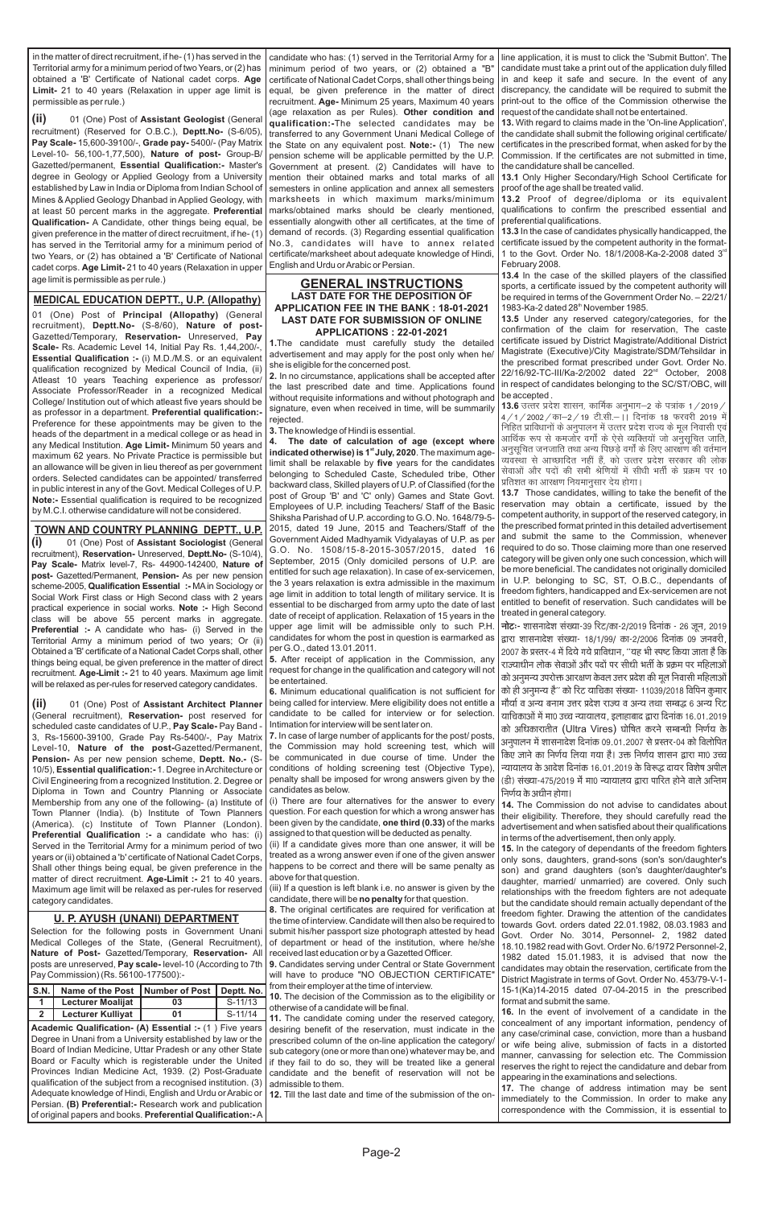in the matter of direct recruitment, if he- (1) has served in the Territorial army for a minimum period of two Years, or (2) has obtained a 'B' Certificate of National cadet corps. **Age Limit-** 21 to 40 years (Relaxation in upper age limit is permissible as per rule.)

**(ii)** 01 (One) Post of **Assistant Geologist** (General recruitment) (Reserved for O.B.C.), **Deptt.No-** (S-6/05), **Pay Scale-** 15,600-39100/-, **Grade pay-** 5400/- (Pay Matrix Level-10- 56,100-1,77,500), **Nature of post-** Group-B/ Gazetted/permanent, **Essential Qualification:** Master's degree in Geology or Applied Geology from a University established by Law in India or Diploma from Indian School of Mines & Applied Geology Dhanbad in Applied Geology, with at least 50 percent marks in the aggregate. **Preferential Qualification-** A Candidate, other things being equal, be given preference in the matter of direct recruitment, if he- (1) has served in the Territorial army for a minimum period of two Years, or (2) has obtained a 'B' Certificate of National cadet corps. **Age Limit-** 21 to 40 years (Relaxation in upper age limit is permissible as per rule.)

## MEDICAL EDUCATION DEPTT., U.P. (Allopathy)

01 (One) Post of **Principal (Allopathy)** (General recruitment), **Deptt.No-** (S-8/60), **Nature of post-** Gazetted/Temporary, **Reservation-** Unreserved, **Pay Scale-** Rs. Academic Level 14, Initial Pay Rs. 1,44,200/-, **Essential Qualification :-** (i) M.D./M.S. or an equivalent qualification recognized by Medical Council of India, (ii) Atleast 10 years Teaching experience as professor/ Associate Professor/Reader in a recognized Medical College/ Institution out of which atleast five years should be as professor in a department. **Preferential qualification:-** Preference for these appointments may be given to the heads of the department in a medical college or as head in any Medical Institution. **Age Limit-** Minimum 50 years and maximum 62 years. No Private Practice is permissible but an allowance will be given in lieu thereof as per government orders. Selected candidates can be appointed/ transferred in public interest in any of the Govt. Medical Colleges of U.P. **Note:-** Essential qualification is required to be recognized by M.C.I. otherwise candidature will not be considered.

## TOWN AND COUNTRY PLANNING DEPTT., U.P.

**(i)** 01 (One) Post of **Assistant Sociologist** (General recruitment), **Reservation-** Unreserved, **Deptt.No-** (S-10/4), **Pay Scale-** Matrix level-7, Rs- 44900-142400, **Nature of post-** Gazetted/Permanent, **Pension-** As per new pension scheme-2005, **Qualification Essential :-** MA in Sociology or Social Work First class or High Second class with 2 years practical experience in social works. **Note :-** High Second class will be above 55 percent marks in aggregate. **Preferential :-** A candidate who has- (i) Served in the Territorial Army a minimum period of two years; Or (ii) Obtained a 'B' certificate of a National Cadet Corps shall other things being equal, be given preference in the matter of direct recruitment. **Age-Limit :-** 21 to 40 years. Maximum age limit will be relaxed as per-rules for reserved category candidates.

**(ii)** 01 (One) Post of **Assistant Architect Planner** (General recruitment), **Reservation-** post reserved for scheduled caste candidates of U.P., **Pay Scale-** Pay Band - 3, Rs-15600-39100, Grade Pay Rs-5400/-, Pay Matrix Level-10, **Nature of the post-**Gazetted/Permanent, **Pension-** As per new pension scheme, **Deptt. No.-** (S-10/5), **Essential qualification:-** 1. Degree in Architecture or Civil Engineering from a recognized Institution. 2. Degree or Diploma in Town and Country Planning or Associate Membership from any one of the following- (a) Institute of Town Planner (India). (b) Institute of Town Planners (America). (c) Institute of Town Planner (London). **Preferential Qualification :-** a candidate who has: (i) Served in the Territorial Army for a minimum period of two years or (ii) obtained a 'b' certificate of National Cadet Corps, Shall other things being equal, be given preference in the matter of direct recruitment. **Age-Limit :-** 21 to 40 years. Maximum age limit will be relaxed as per-rules for reserved category candidates.

## U. P. AYUSH (UNANI) DEPARTMENT

Selection for the following posts in Government Unani Medical Colleges of the State, (General Recruitment), **Nature of Post-** Gazetted/Temporary, **Reservation-** All posts are unreserved, **Pay scale-** level-10 (According to 7th Pay Commission) (Rs. 56100-177500):-

| S.N. | Name of the Post | Number of Post | Deptt. No. |
|---|---|---|---|
| 1 | Lecturer Moalijat | 03 | S-11/13 |
| 2 | Lecturer Kulliyat | 01 | S-11/14 |

**Academic Qualification- (A) Essential :-** (1) Five years Degree in Unani from a University established by law or the Board of Indian Medicine, Uttar Pradesh or any other State Board or Faculty which is registerable under the United Provinces Indian Medicine Act, 1939. (2) Post-Graduate qualification of the subject from a recognised institution. (3) Adequate knowledge of Hindi, English and Urdu or Arabic or Persian. **(B) Preferential:-** Research work and publication of original papers and books. **Preferential Qualification:-** A candidate who has: (1) served in the Territorial Army for a minimum period of two years, or (2) obtained a "B" certificate of National Cadet Corps, shall other things being equal, be given preference in the matter of direct recruitment. **Age-** Minimum 25 years, Maximum 40 years (age relaxation as per Rules). **Other condition and qualification:-**The selected candidates may be transferred to any Government Unani Medical College of the State on any equivalent post. **Note:-** (1) The new pension scheme will be applicable permitted by the U.P. Government at present. (2) Candidates will have to mention their obtained marks and total marks of all semesters in online application and annex all semesters marksheets in which maximum marks/minimum marks/obtained marks should be clearly mentioned, essentially alongwith other all certificates, at the time of demand of records. (3) Regarding essential qualification No.3, candidates will have to annex related certificate/marksheet about adequate knowledge of Hindi, English and Urdu or Arabic or Persian.

## GENERAL INSTRUCTIONS

**LAST DATE FOR THE DEPOSITION OF APPLICATION FEE IN THE BANK : 18-01-2021**
**LAST DATE FOR SUBMISSION OF ONLINE APPLICATIONS : 22-01-2021**

**1.**The candidate must carefully study the detailed advertisement and may apply for the post only when he/ she is eligible for the concerned post.

**2.** In no circumstance, applications shall be accepted after the last prescribed date and time. Applications found without requisite informations and without photograph and signature, even when received in time, will be summarily rejected.

**3.** The knowledge of Hindi is essential.

**4. The date of calculation of age (except where indicated otherwise) is 1st July, 2020.** The maximum age-limit shall be relaxable by **five** years for the candidates belonging to Scheduled Caste, Scheduled tribe, Other backward class, Skilled players of U.P. of Classified (for the post of Group 'B' and 'C' only) Games and State Govt. Employees of U.P. including Teachers/ Staff of the Basic Shiksha Parishad of U.P. according to G.O. No. 1648/79-5-2015, dated 19 June, 2015 and Teachers/Staff of the Government Aided Madhyamik Vidyalayas of U.P. as per G.O. No. 1508/15-8-2015-3057/2015, dated 16 September, 2015 (Only domiciled persons of U.P. are entitled for such age relaxation). In case of ex-servicemen, the 3 years relaxation is extra admissible in the maximum age limit in addition to total length of military service. It is essential to be discharged from army upto the date of last date of receipt of application. Relaxation of 15 years in the upper age limit will be admissible only to such P.H. candidates for whom the post in question is earmarked as per G.O., dated 13.01.2011.

**5.** After receipt of application in the Commission, any request for change in the qualification and category will not be entertained.

**6.** Minimum educational qualification is not sufficient for being called for interview. Mere eligibility does not entitle a candidate to be called for interview or for selection. Intimation for interview will be sent later on.

**7.** In case of large number of applicants for the post/ posts, the Commission may hold screening test, which will be communicated in due course of time. Under the conditions of holding screening test (Objective Type), penalty shall be imposed for wrong answers given by the candidates as below.

(i) There are four alternatives for the answer to every question. For each question for which a wrong answer has been given by the candidate, **one third (0.33)** of the marks assigned to that question will be deducted as penalty.

(ii) If a candidate gives more than one answer, it will be treated as a wrong answer even if one of the given answer happens to be correct and there will be same penalty as above for that question.

(iii) If a question is left blank i.e. no answer is given by the candidate, there will be **no penalty** for that question.

**8.** The original certificates are required for verification at the time of interview. Candidate will then also be required to submit his/her passport size photograph attested by head of department or head of the institution, where he/she received last education or by a Gazetted Officer.

**9.** Candidates serving under Central or State Government will have to produce "NO OBJECTION CERTIFICATE" from their employer at the time of interview.

**10.** The decision of the Commission as to the eligibility or otherwise of a candidate will be final.

**11.** The candidate coming under the reserved category, desiring benefit of the reservation, must indicate in the prescribed column of the online application the category/ sub category (one or more than one) whatever may be, and if they fail to do so, they will be treated like a general candidate and the benefit of reservation will not be admissible to them.

**12.** Till the last date and time of the submission of the on-line application, it is must to click the 'Submit Button'. The candidate must take a print out of the application duly filled in and keep it safe and secure. In the event of any discrepancy, the candidate will be required to submit the print-out to the office of the Commission otherwise the request of the candidate shall not be entertained.

**13.** With regard to claims made in the 'On-line Application', the candidate shall submit the following original certificate/ certificates in the prescribed format, when asked for by the Commission. If the certificates are not submitted in time, the candidature shall be cancelled.

**13.1** Only Higher Secondary/High School Certificate for proof of the age shall be treated valid.

**13.2** Proof of degree/diploma or its equivalent qualifications to confirm the prescribed essential and preferential qualifications.

**13.3** In the case of candidates physically handicapped, the certificate issued by the competent authority in the format-1 to the Govt. Order No. 18/1/2008-Ka-2-2008 dated 3rd February 2008.

**13.4** In the case of the skilled players of the classified sports, a certificate issued by the competent authority will be required in terms of the Government Order No. – 22/21/ 1983-Ka-2 dated 28th November 1985.

**13.5** Under any reserved category/categories, for the confirmation of the claim for reservation, The caste certificate issued by District Magistrate/Additional District Magistrate (Executive)/City Magistrate/SDM/Tehsildar in the prescribed format prescribed under Govt. Order No. 22/16/92-TC-III/Ka-2/2002 dated 22nd October, 2008 in respect of candidates belonging to the SC/ST/OBC, will be accepted.

**13.6** उत्तर प्रदेश शासन, कार्मिक अनुभाग–2 के पत्रांक 1/2019/4/1/2002/का–2/19 टी.सी.– II दिनांक 18 फरवरी 2019 में निहित प्राविधानों के अनुपालन में उत्तर प्रदेश राज्य के मूल निवासी एवं आर्थिक रूप से कमजोर वर्गों के ऐसे व्यक्तियों जो अनुसूचित जाति, अनुसूचित जनजाति तथा अन्य पिछड़े वर्गों के लिए आरक्षण की वर्तमान व्यवस्था से आच्छादित नहीं हैं, को उत्तर प्रदेश सरकार की लोक सेवाओं और पदों की सभी श्रेणियों में सीधी भर्ती के प्रक्रम पर 10 प्रतिशत का आरक्षण नियमानुसार देय होगा।

**13.7** Those candidates, willing to take the benefit of the reservation may obtain a certificate, issued by the competent authority, in support of the reserved category, in the prescribed format printed in this detailed advertisement and submit the same to the Commission, whenever required to do so. Those claiming more than one reserved category will be given only one such concession, which will be more beneficial. The candidates not originally domiciled in U.P. belonging to SC, ST, O.B.C., dependants of freedom fighters, handicapped and Ex-servicemen are not entitled to benefit of reservation. Such candidates will be treated in general category.

**नोटः**- शासनादेश संख्या-39 रिट/का-2/2019 दिनांक - 26 जून, 2019 द्वारा शासनादेश संख्या- 18/1/99/ का-2/2006 दिनांक 09 जनवरी, 2007 के प्रस्तर-4 में दिये गये प्राविधान, "यह भी स्पष्ट किया जाता है कि राज्याधीन लोक सेवाओं और पदों पर सीधी भर्ती के प्रक्रम पर महिलाओं को अनुमन्य उपरोक्त आरक्षण केवल उत्तर प्रदेश की मूल निवासी महिलाओं को ही अनुमन्य है" को रिट याचिका संख्या- 11039/2018 विपिन कुमार मौर्या व अन्य बनाम उत्तर प्रदेश राज्य व अन्य तथा सम्बद्ध 6 अन्य रिट याचिकाओं में मा0 उच्च न्यायालय, इलाहाबाद द्वारा दिनांक 16.01.2019 को अधिकारातीत (Ultra Vires) घोषित करने सम्बन्धी निर्णय के अनुपालन में शासनादेश दिनांक 09.01.2007 से प्रस्तर-04 को विलोपित किए जाने का निर्णय लिया गया है। उक्त निर्णय शासन द्वारा मा0 उच्च न्यायालय के आदेश दिनांक 16.01.2019 के विरूद्ध दाखिल विशेष अपील (डी) संख्या-475/2019 में मा0 न्यायालय द्वारा पारित होने वाले अन्तिम निर्णय के अधीन होगा।

**14.** The Commission do not advise to candidates about their eligibility. Therefore, they should carefully read the advertisement and when satisfied about their qualifications in terms of the advertisement, then only apply.

**15.** In the category of dependants of the freedom fighters only sons, daughters, grand-sons (son's son/daughter's son) and grand daughters (son's daughter/daughter's daughter, married/ unmarried) are covered. Only such relationships with the freedom fighters are not adequate but the candidate should remain actually dependant of the freedom fighter. Drawing the attention of the candidates towards Govt. orders dated 22.01.1982, 08.03.1983 and Govt. Order No. 3014, Personnel- 2, 1982 dated 18.10.1982 read with Govt. Order No. 6/1972 Personnel-2, 1982 dated 15.01.1983, it is advised that now the candidates may obtain the reservation, certificate from the District Magistrate in terms of Govt. Order No. 453/79-V-1-15-1(Ka)14-2015 dated 07-04-2015 in the prescribed format and submit the same.

**16.** In the event of involvement of a candidate in the concealment of any important information, pendency of any case/criminal case, conviction, more than a husband or wife being alive, submission of facts in a distorted manner, canvassing for selection etc. The Commission reserves the right to reject the candidature and debar from appearing in the examinations and selections.

**17.** The change of address intimation may be sent immediately to the Commission. In order to make any correspondence with the Commission, it is essential to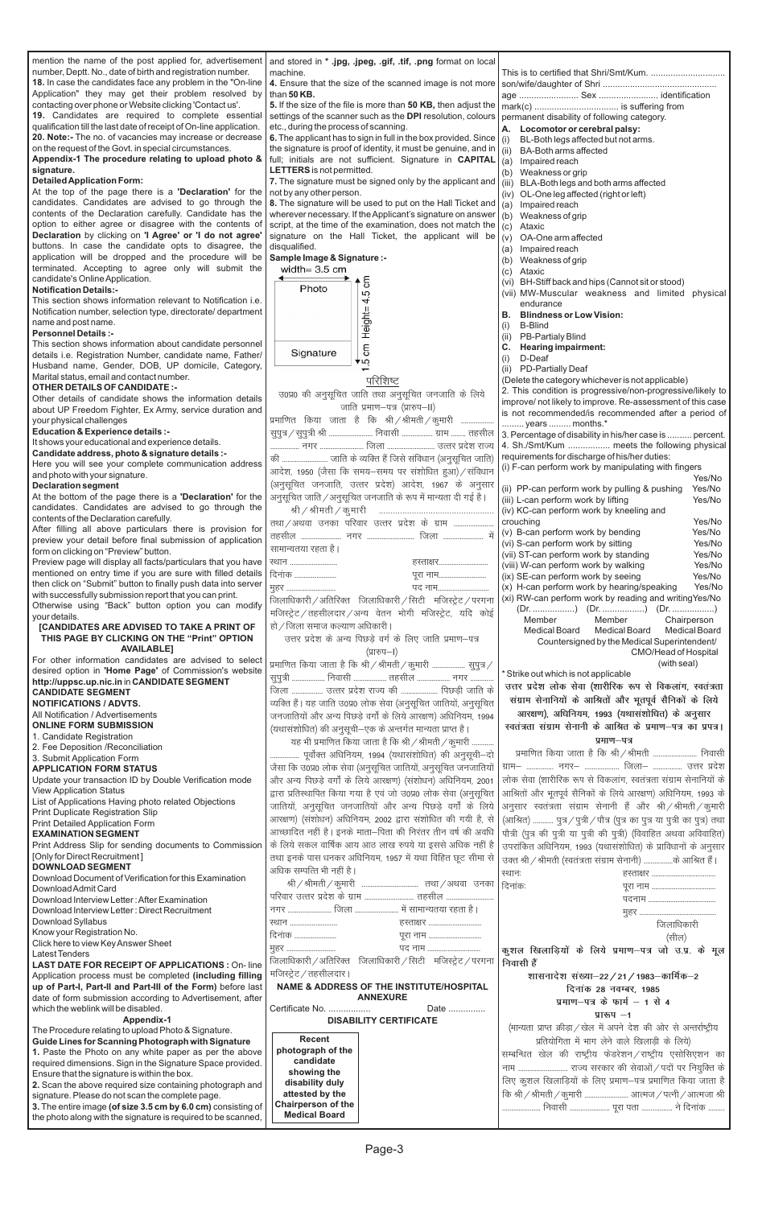mention the name of the post applied for, advertisement number, Deptt. No., date of birth and registration number.

**18.** In case the candidates face any problem in the "On-line Application" they may get their problem resolved by contacting over phone or Website clicking 'Contact us'.

**19.** Candidates are required to complete essential qualification till the last date of receipt of On-line application.

**20. Note:-** The no. of vacancies may increase or decrease on the request of the Govt. in special circumstances.

**Appendix-1 The procedure relating to upload photo & signature.**

**Detailed Application Form:**

At the top of the page there is a **'Declaration'** for the candidates. Candidates are advised to go through the contents of the Declaration carefully. Candidate has the option to either agree or disagree with the contents of **Declaration** by clicking on **'I Agree' or 'I do not agree'** buttons. In case the candidate opts to disagree, the application will be dropped and the procedure will be terminated. Accepting to agree only will submit the candidate's Online Application.

**Notification Details:-**

This section shows information relevant to Notification i.e. Notification number, selection type, directorate/ department name and post name.

**Personnel Details :-**

This section shows information about candidate personnel details i.e. Registration Number, candidate name, Father/ Husband name, Gender, DOB, UP domicile, Category, Marital status, email and contact number.

**OTHER DETAILS OF CANDIDATE :-**

Other details of candidate shows the information details about UP Freedom Fighter, Ex Army, service duration and your physical challenges

**Education & Experience details :-**

It shows your educational and experience details.

**Candidate address, photo & signature details :-**

Here you will see your complete communication address and photo with your signature.

**Declaration segment**

At the bottom of the page there is a **'Declaration'** for the candidates. Candidates are advised to go through the contents of the Declaration carefully.

After filling all above particulars there is provision for preview your detail before final submission of application form on clicking on "Preview" button.

Preview page will display all facts/particulars that you have mentioned on entry time if you are sure with filled details then click on "Submit" button to finally push data into server with successfully submission report that you can print. Otherwise using "Back" button option you can modify your details.

**[CANDIDATES ARE ADVISED TO TAKE A PRINT OF THIS PAGE BY CLICKING ON THE "Print" OPTION AVAILABLE]**

For other information candidates are advised to select desired option in **'Home Page'** of Commission's website **http://uppsc.up.nic.in** in **CANDIDATE SEGMENT**

**CANDIDATE SEGMENT**

**NOTIFICATIONS / ADVTS.**

All Notification / Advertisements

**ONLINE FORM SUBMISSION**

1. Candidate Registration
2. Fee Deposition /Reconciliation
3. Submit Application Form

**APPLICATION FORM STATUS**

Update your transaction ID by Double Verification mode

View Application Status

List of Applications Having photo related Objections

Print Duplicate Registration Slip

Print Detailed Application Form

**EXAMINATION SEGMENT**

Print Address Slip for sending documents to Commission [Only for Direct Recruitment]

**DOWNLOAD SEGMENT**

Download Document of Verification for this Examination

Download Admit Card

Download Interview Letter : After Examination

Download Interview Letter : Direct Recruitment

Download Syllabus

Know your Registration No.

Click here to view Key Answer Sheet

Latest Tenders

**LAST DATE FOR RECEIPT OF APPLICATIONS :** On-line Application process must be completed **(including filling up of Part-I, Part-II and Part-III of the Form)** before last date of form submission according to Advertisement, after which the weblink will be disabled.

**Appendix-1**

The Procedure relating to upload Photo & Signature.

**Guide Lines for Scanning Photograph with Signature**

**1.** Paste the Photo on any white paper as per the above required dimensions. Sign in the Signature Space provided. Ensure that the signature is within the box.

**2.** Scan the above required size containing photograph and signature. Please do not scan the complete page.

**3.** The entire image **(of size 3.5 cm by 6.0 cm)** consisting of the photo along with the signature is required to be scanned, and stored in * **.jpg, .jpeg, .gif, .tif, .png** format on local machine.

**4.** Ensure that the size of the scanned image is not more than **50 KB.**

**5.** If the size of the file is more than **50 KB,** then adjust the settings of the scanner such as the **DPI** resolution, colours etc., during the process of scanning.

**6.** The applicant has to sign in full in the box provided. Since the signature is proof of identity, it must be genuine, and in full; initials are not sufficient. Signature in **CAPITAL LETTERS** is not permitted.

**7.** The signature must be signed only by the applicant and not by any other person.

**8.** The signature will be used to put on the Hall Ticket and wherever necessary. If the Applicant's signature on answer script, at the time of the examination, does not match the signature on the Hall Ticket, the applicant will be disqualified.

**Sample Image & Signature :-**

width= 3.5 cm

| Photo | Height= 4.5 cm |
|---|---|
| Signature | 1.5 cm |

## परिशिष्ट

उ0प्र0 की अनुसूचित जाति तथा अनुसूचित जनजाति के लिये जाति प्रमाण–पत्र (प्रारूप–II)

प्रमाणित किया जाता है कि श्री/श्रीमती/कुमारी ................. सुपुत्र/सुपुत्री श्री ....................... निवासी ................ ग्राम ........ तहसील ............... नगर ................. जिला ....................... उत्तर प्रदेश राज्य की ...................... जाति के व्यक्ति हैं जिसे संविधान (अनुसूचित जाति) आदेश, 1950 (जैसा कि समय–समय पर संशोधित हुआ)/संविधान (अनुसूचित जनजाति, उत्तर प्रदेश) आदेश, 1967 के अनुसार अनुसूचित जाति/अनुसूचित जनजाति के रूप में मान्यता दी गई है।

श्री/श्रीमती/कुमारी ................................................ तथा/अथवा उनका परिवार उत्तर प्रदेश के ग्राम .................... तहसील ..................... नगर ......................... जिला ..................... में सामान्यतया रहता है।

स्थान ......................... हस्ताक्षर.........................

दिनांक ....................... पूरा नाम........................

मुहर .......................... पद नाम..........................

जिलाधिकारी/अतिरिक्त जिलाधिकारी/सिटी मजिस्ट्रेट/परगना मजिस्ट्रेट/तहसीलदार/अन्य वेतन भोगी मजिस्ट्रेट, यदि कोई हो/जिला समाज कल्याण अधिकारी।

उत्तर प्रदेश के अन्य पिछड़े वर्ग के लिए जाति प्रमाण–पत्र (प्रारूप–I)

प्रमाणित किया जाता है कि श्री/श्रीमती/कुमारी ................. सुपुत्र/सुपुत्री ................. निवासी ................. तहसील ................. नगर ........... जिला ................ उत्तर प्रदेश राज्य की ................... पिछड़ी जाति के व्यक्ति हैं। यह जाति उ0प्र0 लोक सेवा (अनुसूचित जातियों, अनुसूचित जनजातियों और अन्य पिछड़े वर्गों के लिये आरक्षण) अधिनियम, 1994 (यथासंशोधित) की अनुसूची–एक के अन्तर्गत मान्यता प्राप्त है।

यह भी प्रमाणित किया जाता है कि श्री/श्रीमती/कुमारी ............ ............... पूर्वोक्त अधिनियम, 1994 (यथासंशोधित) की अनुसूची–दो जैसा कि उ0प्र0 लोक सेवा (अनुसूचित जातियों, अनुसूचित जनजातियों और अन्य पिछड़े वर्गों के लिये आरक्षण) (संशोधन) अधिनियम, 2001 द्वारा प्रतिस्थापित किया गया है एवं जो उ0प्र0 लोक सेवा (अनुसूचित जातियों, अनुसूचित जनजातियों और अन्य पिछड़े वर्गों के लिये आरक्षण) (संशोधन) अधिनियम, 2002 द्वारा संशोधित की गयी है, से आच्छादित नहीं है। इनके माता–पिता की निरंतर तीन वर्ष की अवधि के लिये सकल वार्षिक आय आठ लाख रुपये या इससे अधिक नहीं है तथा इनके पास धनकर अधिनियम, 1957 में यथा विहित छूट सीमा से अधिक सम्पत्ति भी नहीं है।

श्री/श्रीमती/कुमारी ............................... तथा/अथवा उनका परिवार उत्तर प्रदेश के ग्राम ......................... तहसील ....................... नगर ...................... जिला ..................... में सामान्यतया रहता है।

स्थान ......................... हस्ताक्षर ..........................

दिनांक ....................... पूरा नाम ..........................

मुहर .......................... पद नाम ...........................

जिलाधिकारी/अतिरिक्त जिलाधिकारी/सिटी मजिस्ट्रेट/परगना मजिस्ट्रेट/तहसीलदार।

**NAME & ADDRESS OF THE INSTITUTE/HOSPITAL**

**ANNEXURE**

Certificate No. ................. Date ...............

**DISABILITY CERTIFICATE**

**Recent photograph of the candidate showing the disability duly attested by the Chairperson of the Medical Board**

This is to certified that Shri/Smt/Kum. ............................... son/wife/daughter of Shri ............................................. age ........................ Sex ........................ identification mark(c) ................................. is suffering from permanent disability of following category.

**A. Locomotor or cerebral palsy:**

(i) BL-Both legs affected but not arms.
(ii) BA-Both arms affected
 (a) Impaired reach
 (b) Weakness or grip
(iii) BLA-Both legs and both arms affected
(iv) OL-One leg affected (right or left)
 (a) Impaired reach
 (b) Weakness of grip
 (c) Ataxic
(v) OA-One arm affected
 (a) Impaired reach
 (b) Weakness of grip
 (c) Ataxic
(vi) BH-Stiff back and hips (Cannot sit or stood)
(vii) MW-Muscular weakness and limited physical endurance

**B. Blindness or Low Vision:**

(i) B-Blind
(ii) PB-Partialy Blind

**C. Hearing impairment:**

(i) D-Deaf
(ii) PD-Partially Deaf

(Delete the category whichever is not applicable)

2. This condition is progressive/non-progressive/likely to improve/ not likely to improve. Re-assessment of this case is not recommended/is recommended after a period of ......... years ......... months.*

3. Percentage of disability in his/her case is .......... percent.

4. Sh./Smt/Kum ................. meets the following physical requirements for discharge of his/her duties:

(i) F-can perform work by manipulating with fingers Yes/No
(ii) PP-can perform work by pulling & pushing Yes/No
(iii) L-can perform work by lifting Yes/No
(iv) KC-can perform work by kneeling and crouching Yes/No
(v) B-can perform work by bending Yes/No
(vi) S-can perform work by sitting Yes/No
(vii) ST-can perform work by standing Yes/No
(viii) W-can perform work by walking Yes/No
(ix) SE-can perform work by seeing Yes/No
(x) H-can perform work by hearing/speaking Yes/No
(xi) RW-can perform work by reading and writing Yes/No

| (Dr. .................) | (Dr. .................) | (Dr. .................) |
|---|---|---|
| Member Medical Board | Member Medical Board | Chairperson Medical Board |

Countersigned by the Medical Superintendent/ CMO/Head of Hospital (with seal)

* Strike out which is not applicable

**उत्तर प्रदेश लोक सेवा (शारीरिक रूप से विकलांग, स्वतंत्रता संग्राम सेनानियों के आश्रितों और भूतपूर्व सैनिकों के लिये आरक्षण), अधिनियम, 1993 (यथासंशोधित) के अनुसार स्वतंत्रता संग्राम सेनानी के आश्रित के प्रमाण–पत्र का प्रपत्र।**

**प्रमाण–पत्र**

प्रमाणित किया जाता है कि श्री/श्रीमती ....................... निवासी ग्राम– ............. नगर– ................. जिला– .............. उत्तर प्रदेश लोक सेवा (शारीरिक रूप से विकलांग, स्वतंत्रता संग्राम सेनानियों के आश्रितों और भूतपूर्व सैनिकों के लिये आरक्षण) अधिनियम, 1993 के अनुसार स्वतंत्रता संग्राम सेनानी हैं और श्री/श्रीमती/कुमारी (आश्रित) .......... पुत्र/पुत्री/पौत्र (पुत्र का पुत्र या पुत्री का पुत्र) तथा पौत्री (पुत्र की पुत्री या पुत्री की पुत्री) (विवाहित अथवा अविवाहित) उपरांकित अधिनियम, 1993 (यथासंशोधित) के प्राविधानों के अनुसार उक्त श्री/श्रीमती (स्वतंत्रता संग्राम सेनानी)..................के आश्रित हैं।

स्थानः हस्ताक्षर ...................................

दिनांकः पूरा नाम ...................................

पदनाम ...................................

मुहर ...................................

जिलाधिकारी

(सील)

**कुशल खिलाड़ियों के लिये प्रमाण–पत्र जो उ.प्र. के मूल निवासी हैं**

**शासनादेश संख्या–22/21/1983–कार्मिक–2**

**दिनांक 28 नवम्बर, 1985**

**प्रमाण–पत्र के फार्म – 1 से 4**

**प्रारूप –1**

(मान्यता प्राप्त क्रीड़ा/खेल में अपने देश की ओर से अन्तर्राष्ट्रीय प्रतियोगिता में भाग लेने वाले खिलाड़ी के लिये)

सम्बन्धित खेल की राष्ट्रीय फेडरेशन/राष्ट्रीय एसोसिएशन का नाम ........................ राज्य सरकार की सेवाओं/पदों पर नियुक्ति के लिए कुशल खिलाड़ियों के लिए प्रमाण–पत्र प्रमाणित किया जाता है कि श्री/श्रीमती/कुमारी ...................... आत्मज/पत्नी/आत्मजा श्री ................... निवासी ................... पूरा पता ............... ने दिनांक ........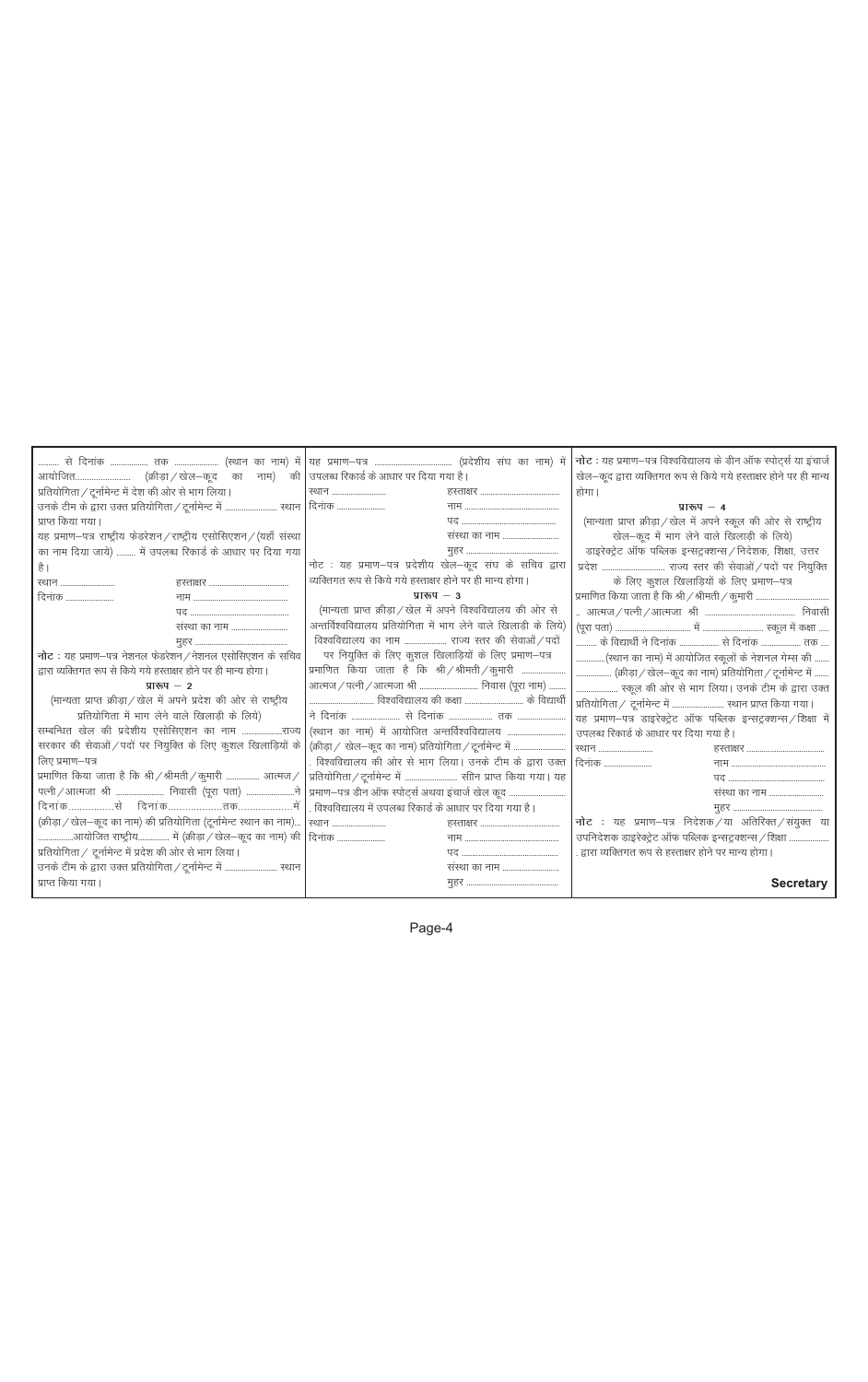........ से दिनांक ............... तक ................... (स्थान का नाम) में आयोजित....................... (क्रीड़ा/खेल–कूद का नाम) की प्रतियोगिता/टूर्नामेन्ट में देश की ओर से भाग लिया।

उनके टीम के द्वारा उक्त प्रतियोगिता/टूर्नामेन्ट में ...................... स्थान प्राप्त किया गया।

यह प्रमाण–पत्र राष्ट्रीय फेडरेशन/राष्ट्रीय एसोसिएशन/(यहाँ संस्था का नाम दिया जाये) ........ में उपलब्ध रिकार्ड के आधार पर दिया गया है।

स्थान ........................ हस्ताक्षर ..................................

दिनांक ...................... नाम ..........................................

पद ............................................

संस्था का नाम ..........................

मुहर ..........................................

**नोट :** यह प्रमाण–पत्र नेशनल फेडरेशन/नेशनल एसोसिएशन के सचिव द्वारा व्यक्तिगत रूप से किये गये हस्ताक्षर होने पर ही मान्य होगा।

**प्रारूप – 2**

(मान्यता प्राप्त क्रीड़ा/खेल में अपने प्रदेश की ओर से राष्ट्रीय प्रतियोगिता में भाग लेने वाले खिलाड़ी के लिये)

सम्बन्धित खेल की प्रदेशीय एसोसिएशन का नाम ..................राज्य सरकार की सेवाओं/पदों पर नियुक्ति के लिए कुशल खिलाड़ियों के लिए प्रमाण–पत्र

प्रमाणित किया जाता है कि श्री/श्रीमती/कुमारी ............... आत्मज/पत्नी/आत्मजा श्री ...................... निवासी (पूरा पता) .....................ने दिनांक...............से दिनांक..................तक..................में (क्रीड़ा/खेल–कूद का नाम) की प्रतियोगिता (टूर्नामेन्ट स्थान का नाम)... ................आयोजित राष्ट्रीय............. में (क्रीड़ा/खेल–कूद का नाम) की प्रतियोगिता/ टूर्नामेन्ट में प्रदेश की ओर से भाग लिया।

उनके टीम के द्वारा उक्त प्रतियोगिता/टूर्नामेन्ट में ...................... स्थान प्राप्त किया गया।

यह प्रमाण–पत्र .................................. (प्रदेशीय संघ का नाम) में उपलब्ध रिकार्ड के आधार पर दिया गया है।

स्थान ........................ हस्ताक्षर ..................................

दिनांक ...................... नाम ..........................................

पद ............................................

संस्था का नाम ..........................

मुहर ..........................................

नोट : यह प्रमाण–पत्र प्रदेशीय खेल–कूद संघ के सचिव द्वारा व्यक्तिगत रूप से किये गये हस्ताक्षर होने पर ही मान्य होगा।

**प्रारूप – 3**

(मान्यता प्राप्त क्रीड़ा/खेल में अपने विश्वविद्यालय की ओर से अन्तर्विश्वविद्यालय प्रतियोगिता में भाग लेने वाले खिलाड़ी के लिये)

विश्वविद्यालय का नाम .................. राज्य स्तर की सेवाओं/पदों पर नियुक्ति के लिए कुशल खिलाड़ियों के लिए प्रमाण–पत्र

प्रमाणित किया जाता है कि श्री/श्रीमती/कुमारी .................... आत्मज/पत्नी/आत्मजा श्री ......................... निवास (पूरा नाम) ........ ............................ विश्वविद्यालय की कक्षा .......................... के विद्यार्थी ने दिनांक ...................... से दिनांक ................... तक ..................... (स्थान का नाम) में आयोजित अन्तर्विश्वविद्यालय .......................... (क्रीड़ा/ खेल–कूद का नाम) प्रतियोगिता/टूर्नामेन्ट में ....................... . विश्वविद्यालय की ओर से भाग लिया। उनके टीम के द्वारा उक्त प्रतियोगिता/टूर्नामेन्ट में ...................... स्तीन प्राप्त किया गया। यह प्रमाण–पत्र डीन ऑफ स्पोर्ट्स अथवा इंचार्ज खेल कूद ........................ . विश्वविद्यालय में उपलब्ध रिकार्ड के आधार पर दिया गया है।

स्थान ........................ हस्ताक्षर ..................................

दिनांक ...................... नाम ..........................................

पद ............................................

संस्था का नाम ..........................

मुहर ..........................................

**नोट :** यह प्रमाण–पत्र विश्वविद्यालय के डीन ऑफ स्पोर्ट्स या इंचार्ज खेल–कूद द्वारा व्यक्तिगत रूप से किये गये हस्ताक्षर होने पर ही मान्य होगा।

**प्रारूप – 4**

(मान्यता प्राप्त क्रीड़ा/खेल में अपने स्कूल की ओर से राष्ट्रीय खेल–कूद में भाग लेने वाले खिलाड़ी के लिये)

डाइरेक्ट्रेट ऑफ पब्लिक इन्सट्रक्शन्स/निदेशक, शिक्षा, उत्तर प्रदेश ......................... राज्य स्तर की सेवाओं/पदों पर नियुक्ति के लिए कुशल खिलाड़ियों के लिए प्रमाण–पत्र

प्रमाणित किया जाता है कि श्री/श्रीमती/कुमारी ............................ .. आत्मज/पत्नी/आत्मजा श्री ......................................... निवासी (पूरा पता) .................................. में ........................... स्कूल में कक्षा ..... ......... के विद्यार्थी ने दिनांक ................. से दिनांक .................. तक .... ............(स्थान का नाम) में आयोजित स्कूलों के नेशनल गेम्स की ...... ................ (क्रीड़ा/खेल–कूद का नाम) प्रतियोगिता/टूर्नामेन्ट में ...... .................. स्कूल की ओर से भाग लिया। उनके टीम के द्वारा उक्त प्रतियोगिता/ टूर्नामेन्ट में ....................... स्थान प्राप्त किया गया।

यह प्रमाण–पत्र डाइरेक्ट्रेट ऑफ पब्लिक इन्सट्रक्शन्स/शिक्षा में उपलब्ध रिकार्ड के आधार पर दिया गया है।

स्थान ........................ हस्ताक्षर ..................................

दिनांक ...................... नाम ..........................................

पद ............................................

संस्था का नाम ..........................

मुहर ..........................................

**नोट :** यह प्रमाण–पत्र निदेशक/या अतिरिक्त/संयुक्त या उपनिदेशक डाइरेक्ट्रेट ऑफ पब्लिक इन्सट्रक्शन्स/शिक्षा .................. . द्वारा व्यक्तिगत रूप से हस्ताक्षर होने पर मान्य होगा।

**Secretary**